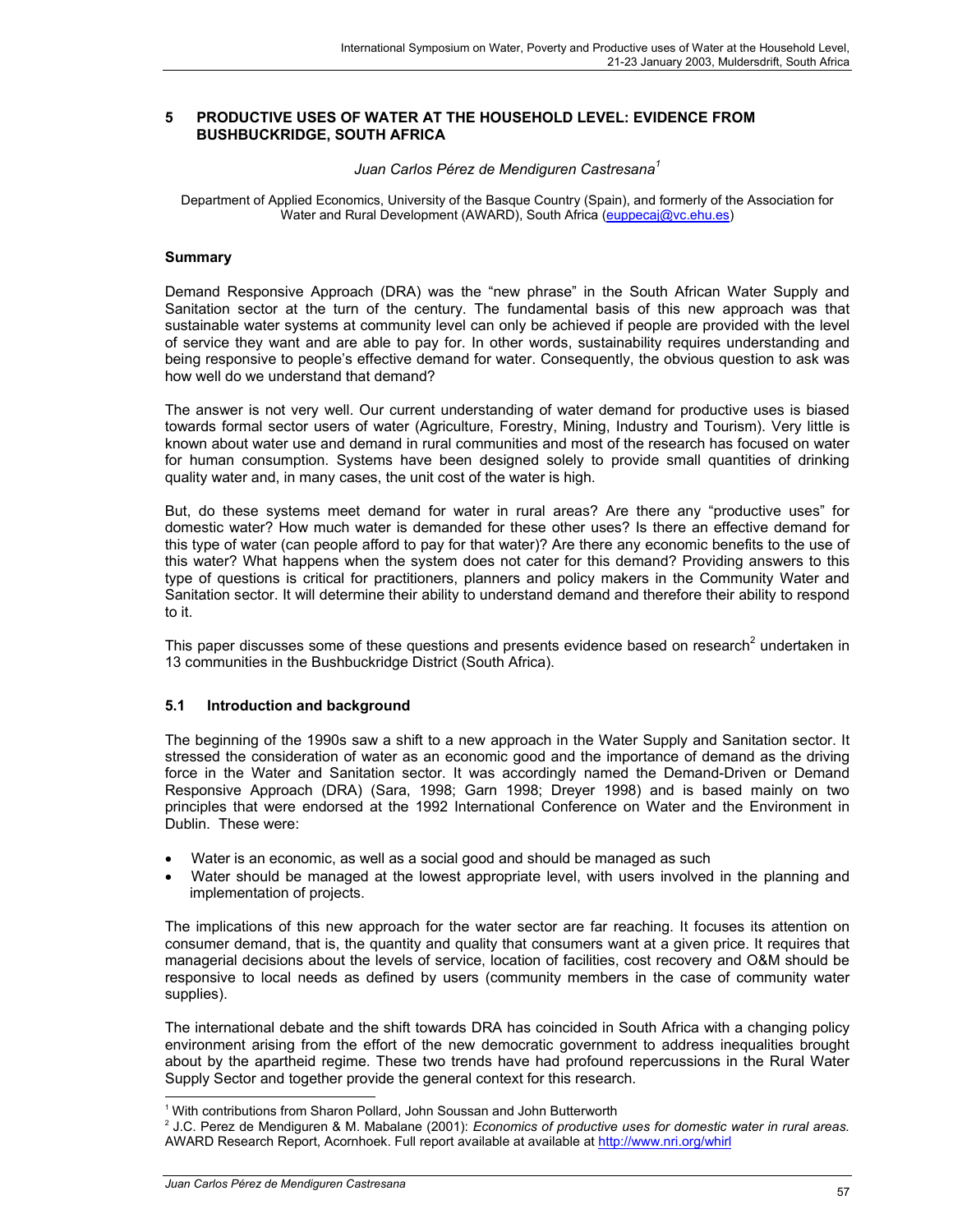## 5 PRODUCTIVE USES OF WATER AT THE HOUSEHOLD LEVEL: EVIDENCE FROM BUSHBUCKRIDGE, SOUTH AFRICA

*Juan Carlos Pérez de Mendiguren Castresana*[1]

Department of Applied Economics, University of the Basque Country (Spain), and formerly of the Association for Water and Rural Development (AWARD), South Africa (euppecaj@vc.ehu.es)

### Summary

Demand Responsive Approach (DRA) was the "new phrase" in the South African Water Supply and Sanitation sector at the turn of the century. The fundamental basis of this new approach was that sustainable water systems at community level can only be achieved if people are provided with the level of service they want and are able to pay for. In other words, sustainability requires understanding and being responsive to people's effective demand for water. Consequently, the obvious question to ask was how well do we understand that demand?

The answer is not very well. Our current understanding of water demand for productive uses is biased towards formal sector users of water (Agriculture, Forestry, Mining, Industry and Tourism). Very little is known about water use and demand in rural communities and most of the research has focused on water for human consumption. Systems have been designed solely to provide small quantities of drinking quality water and, in many cases, the unit cost of the water is high.

But, do these systems meet demand for water in rural areas? Are there any "productive uses" for domestic water? How much water is demanded for these other uses? Is there an effective demand for this type of water (can people afford to pay for that water)? Are there any economic benefits to the use of this water? What happens when the system does not cater for this demand? Providing answers to this type of questions is critical for practitioners, planners and policy makers in the Community Water and Sanitation sector. It will determine their ability to understand demand and therefore their ability to respond to it.

This paper discusses some of these questions and presents evidence based on research[2] undertaken in 13 communities in the Bushbuckridge District (South Africa).

### 5.1 Introduction and background

The beginning of the 1990s saw a shift to a new approach in the Water Supply and Sanitation sector. It stressed the consideration of water as an economic good and the importance of demand as the driving force in the Water and Sanitation sector. It was accordingly named the Demand-Driven or Demand Responsive Approach (DRA) (Sara, 1998; Garn 1998; Dreyer 1998) and is based mainly on two principles that were endorsed at the 1992 International Conference on Water and the Environment in Dublin. These were:

- Water is an economic, as well as a social good and should be managed as such
- Water should be managed at the lowest appropriate level, with users involved in the planning and implementation of projects.

The implications of this new approach for the water sector are far reaching. It focuses its attention on consumer demand, that is, the quantity and quality that consumers want at a given price. It requires that managerial decisions about the levels of service, location of facilities, cost recovery and O&M should be responsive to local needs as defined by users (community members in the case of community water supplies).

The international debate and the shift towards DRA has coincided in South Africa with a changing policy environment arising from the effort of the new democratic government to address inequalities brought about by the apartheid regime. These two trends have had profound repercussions in the Rural Water Supply Sector and together provide the general context for this research.

---

[1] With contributions from Sharon Pollard, John Soussan and John Butterworth

[2] J.C. Perez de Mendiguren & M. Mabalane (2001): *Economics of productive uses for domestic water in rural areas.* AWARD Research Report, Acornhoek. Full report available at available at http://www.nri.org/whirl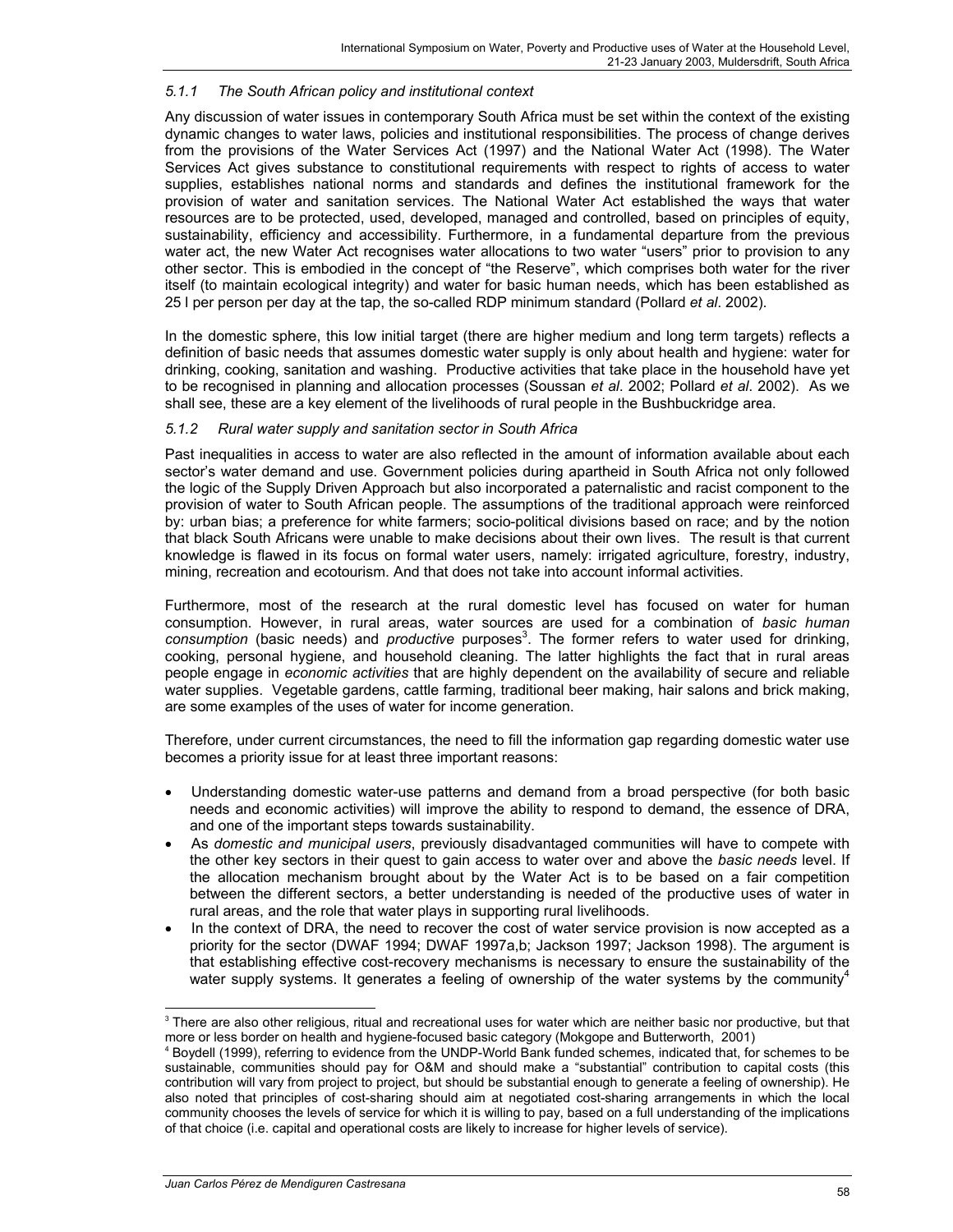### *5.1.1 The South African policy and institutional context*

Any discussion of water issues in contemporary South Africa must be set within the context of the existing dynamic changes to water laws, policies and institutional responsibilities. The process of change derives from the provisions of the Water Services Act (1997) and the National Water Act (1998). The Water Services Act gives substance to constitutional requirements with respect to rights of access to water supplies, establishes national norms and standards and defines the institutional framework for the provision of water and sanitation services. The National Water Act established the ways that water resources are to be protected, used, developed, managed and controlled, based on principles of equity, sustainability, efficiency and accessibility. Furthermore, in a fundamental departure from the previous water act, the new Water Act recognises water allocations to two water "users" prior to provision to any other sector. This is embodied in the concept of "the Reserve", which comprises both water for the river itself (to maintain ecological integrity) and water for basic human needs, which has been established as 25 l per person per day at the tap, the so-called RDP minimum standard (Pollard *et al*. 2002).

In the domestic sphere, this low initial target (there are higher medium and long term targets) reflects a definition of basic needs that assumes domestic water supply is only about health and hygiene: water for drinking, cooking, sanitation and washing. Productive activities that take place in the household have yet to be recognised in planning and allocation processes (Soussan *et al*. 2002; Pollard *et al*. 2002). As we shall see, these are a key element of the livelihoods of rural people in the Bushbuckridge area.

### *5.1.2 Rural water supply and sanitation sector in South Africa*

Past inequalities in access to water are also reflected in the amount of information available about each sector's water demand and use. Government policies during apartheid in South Africa not only followed the logic of the Supply Driven Approach but also incorporated a paternalistic and racist component to the provision of water to South African people. The assumptions of the traditional approach were reinforced by: urban bias; a preference for white farmers; socio-political divisions based on race; and by the notion that black South Africans were unable to make decisions about their own lives. The result is that current knowledge is flawed in its focus on formal water users, namely: irrigated agriculture, forestry, industry, mining, recreation and ecotourism. And that does not take into account informal activities.

Furthermore, most of the research at the rural domestic level has focused on water for human consumption. However, in rural areas, water sources are used for a combination of *basic human consumption* (basic needs) and *productive* purposes[3]. The former refers to water used for drinking, cooking, personal hygiene, and household cleaning. The latter highlights the fact that in rural areas people engage in *economic activities* that are highly dependent on the availability of secure and reliable water supplies. Vegetable gardens, cattle farming, traditional beer making, hair salons and brick making, are some examples of the uses of water for income generation.

Therefore, under current circumstances, the need to fill the information gap regarding domestic water use becomes a priority issue for at least three important reasons:

- Understanding domestic water-use patterns and demand from a broad perspective (for both basic needs and economic activities) will improve the ability to respond to demand, the essence of DRA, and one of the important steps towards sustainability.
- As *domestic and municipal users*, previously disadvantaged communities will have to compete with the other key sectors in their quest to gain access to water over and above the *basic needs* level. If the allocation mechanism brought about by the Water Act is to be based on a fair competition between the different sectors, a better understanding is needed of the productive uses of water in rural areas, and the role that water plays in supporting rural livelihoods.
- In the context of DRA, the need to recover the cost of water service provision is now accepted as a priority for the sector (DWAF 1994; DWAF 1997a,b; Jackson 1997; Jackson 1998). The argument is that establishing effective cost-recovery mechanisms is necessary to ensure the sustainability of the water supply systems. It generates a feeling of ownership of the water systems by the community[4]

---

[3] There are also other religious, ritual and recreational uses for water which are neither basic nor productive, but that more or less border on health and hygiene-focused basic category (Mokgope and Butterworth, 2001)

[4] Boydell (1999), referring to evidence from the UNDP-World Bank funded schemes, indicated that, for schemes to be sustainable, communities should pay for O&M and should make a "substantial" contribution to capital costs (this contribution will vary from project to project, but should be substantial enough to generate a feeling of ownership). He also noted that principles of cost-sharing should aim at negotiated cost-sharing arrangements in which the local community chooses the levels of service for which it is willing to pay, based on a full understanding of the implications of that choice (i.e. capital and operational costs are likely to increase for higher levels of service).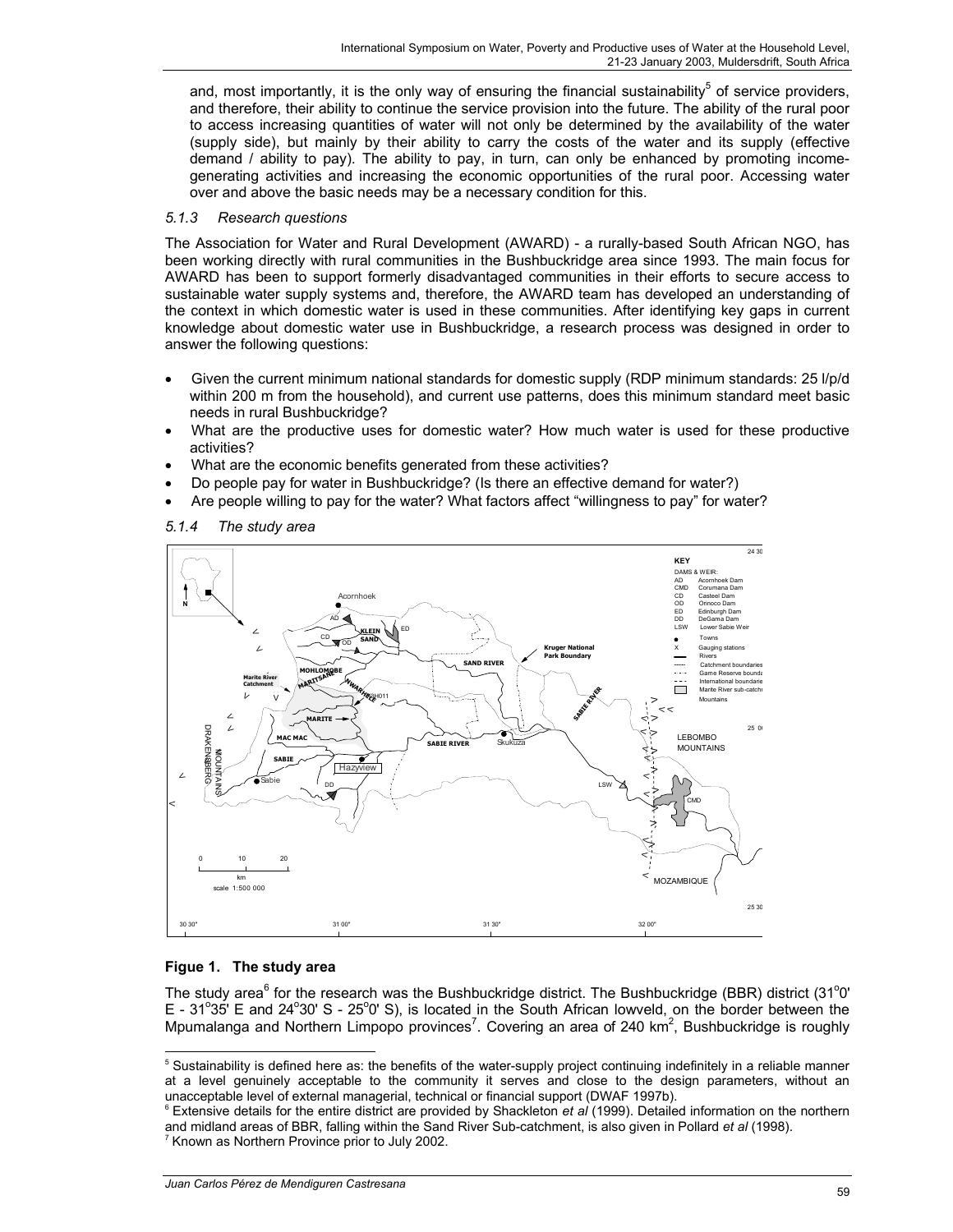and, most importantly, it is the only way of ensuring the financial sustainability[5] of service providers, and therefore, their ability to continue the service provision into the future. The ability of the rural poor to access increasing quantities of water will not only be determined by the availability of the water (supply side), but mainly by their ability to carry the costs of the water and its supply (effective demand / ability to pay). The ability to pay, in turn, can only be enhanced by promoting income-generating activities and increasing the economic opportunities of the rural poor. Accessing water over and above the basic needs may be a necessary condition for this.

### *5.1.3 Research questions*

The Association for Water and Rural Development (AWARD) - a rurally-based South African NGO, has been working directly with rural communities in the Bushbuckridge area since 1993. The main focus for AWARD has been to support formerly disadvantaged communities in their efforts to secure access to sustainable water supply systems and, therefore, the AWARD team has developed an understanding of the context in which domestic water is used in these communities. After identifying key gaps in current knowledge about domestic water use in Bushbuckridge, a research process was designed in order to answer the following questions:

- Given the current minimum national standards for domestic supply (RDP minimum standards: 25 l/p/d within 200 m from the household), and current use patterns, does this minimum standard meet basic needs in rural Bushbuckridge?
- What are the productive uses for domestic water? How much water is used for these productive activities?
- What are the economic benefits generated from these activities?
- Do people pay for water in Bushbuckridge? (Is there an effective demand for water?)
- Are people willing to pay for the water? What factors affect "willingness to pay" for water?

### *5.1.4 The study area*

**Figue 1. The study area**

The study area[6] for the research was the Bushbuckridge district. The Bushbuckridge (BBR) district (31°0' E - 31°35' E and 24°30' S - 25°0' S), is located in the South African lowveld, on the border between the Mpumalanga and Northern Limpopo provinces[7]. Covering an area of 240 km², Bushbuckridge is roughly

---

[5] Sustainability is defined here as: the benefits of the water-supply project continuing indefinitely in a reliable manner at a level genuinely acceptable to the community it serves and close to the design parameters, without an unacceptable level of external managerial, technical or financial support (DWAF 1997b).

[6] Extensive details for the entire district are provided by Shackleton *et al* (1999). Detailed information on the northern and midland areas of BBR, falling within the Sand River Sub-catchment, is also given in Pollard *et al* (1998).

[7] Known as Northern Province prior to July 2002.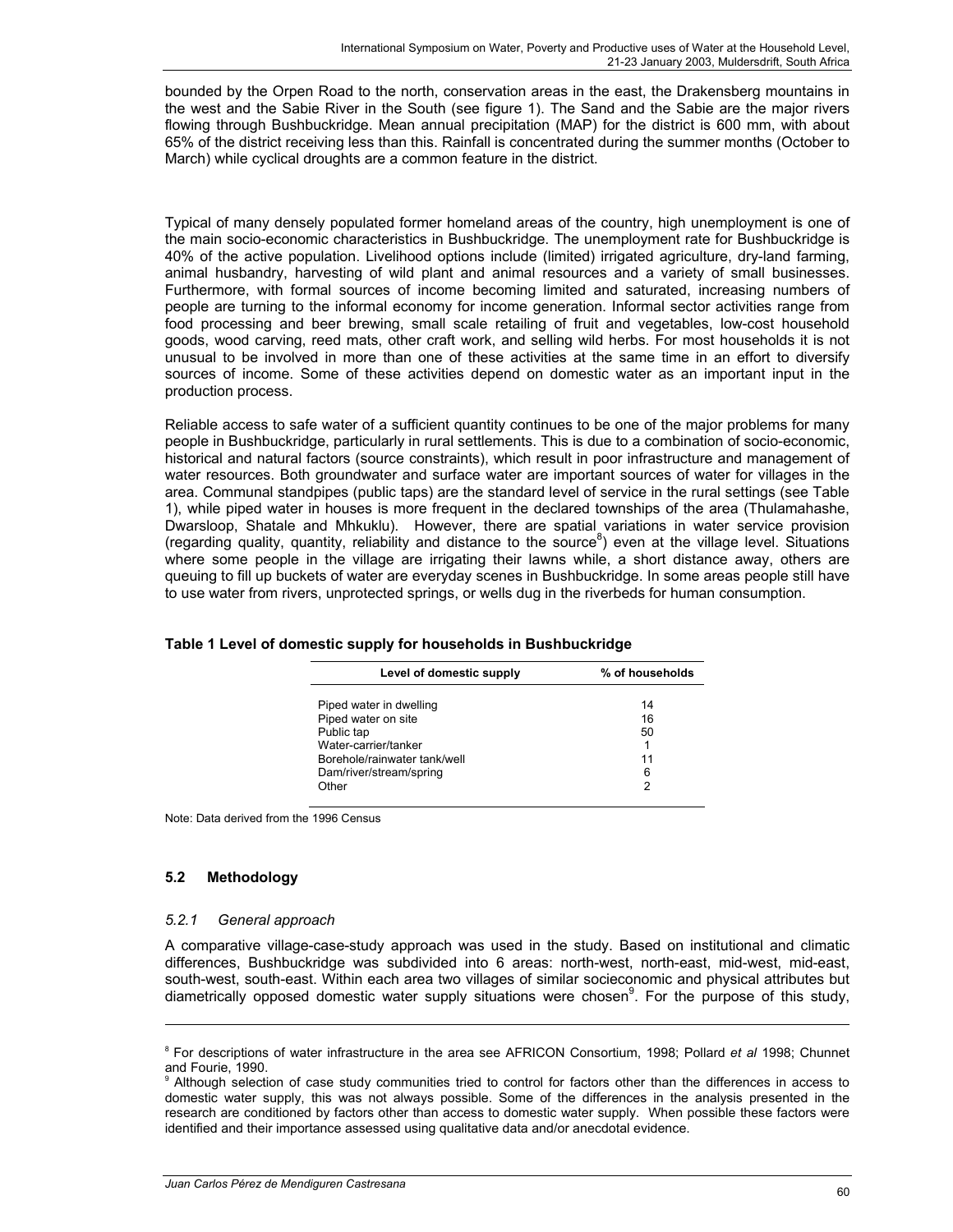bounded by the Orpen Road to the north, conservation areas in the east, the Drakensberg mountains in the west and the Sabie River in the South (see figure 1). The Sand and the Sabie are the major rivers flowing through Bushbuckridge. Mean annual precipitation (MAP) for the district is 600 mm, with about 65% of the district receiving less than this. Rainfall is concentrated during the summer months (October to March) while cyclical droughts are a common feature in the district.

Typical of many densely populated former homeland areas of the country, high unemployment is one of the main socio-economic characteristics in Bushbuckridge. The unemployment rate for Bushbuckridge is 40% of the active population. Livelihood options include (limited) irrigated agriculture, dry-land farming, animal husbandry, harvesting of wild plant and animal resources and a variety of small businesses. Furthermore, with formal sources of income becoming limited and saturated, increasing numbers of people are turning to the informal economy for income generation. Informal sector activities range from food processing and beer brewing, small scale retailing of fruit and vegetables, low-cost household goods, wood carving, reed mats, other craft work, and selling wild herbs. For most households it is not unusual to be involved in more than one of these activities at the same time in an effort to diversify sources of income. Some of these activities depend on domestic water as an important input in the production process.

Reliable access to safe water of a sufficient quantity continues to be one of the major problems for many people in Bushbuckridge, particularly in rural settlements. This is due to a combination of socio-economic, historical and natural factors (source constraints), which result in poor infrastructure and management of water resources. Both groundwater and surface water are important sources of water for villages in the area. Communal standpipes (public taps) are the standard level of service in the rural settings (see Table 1), while piped water in houses is more frequent in the declared townships of the area (Thulamahashe, Dwarsloop, Shatale and Mhkuklu). However, there are spatial variations in water service provision (regarding quality, quantity, reliability and distance to the source[8]) even at the village level. Situations where some people in the village are irrigating their lawns while, a short distance away, others are queuing to fill up buckets of water are everyday scenes in Bushbuckridge. In some areas people still have to use water from rivers, unprotected springs, or wells dug in the riverbeds for human consumption.

**Table 1 Level of domestic supply for households in Bushbuckridge**

| Level of domestic supply | % of households |
|---|---|
| Piped water in dwelling | 14 |
| Piped water on site | 16 |
| Public tap | 50 |
| Water-carrier/tanker | 1 |
| Borehole/rainwater tank/well | 11 |
| Dam/river/stream/spring | 6 |
| Other | 2 |

Note: Data derived from the 1996 Census

## 5.2 Methodology

### *5.2.1 General approach*

A comparative village-case-study approach was used in the study. Based on institutional and climatic differences, Bushbuckridge was subdivided into 6 areas: north-west, north-east, mid-west, mid-east, south-west, south-east. Within each area two villages of similar socieconomic and physical attributes but diametrically opposed domestic water supply situations were chosen[9]. For the purpose of this study,

---

[8] For descriptions of water infrastructure in the area see AFRICON Consortium, 1998; Pollard *et al* 1998; Chunnet and Fourie, 1990.

[9] Although selection of case study communities tried to control for factors other than the differences in access to domestic water supply, this was not always possible. Some of the differences in the analysis presented in the research are conditioned by factors other than access to domestic water supply. When possible these factors were identified and their importance assessed using qualitative data and/or anecdotal evidence.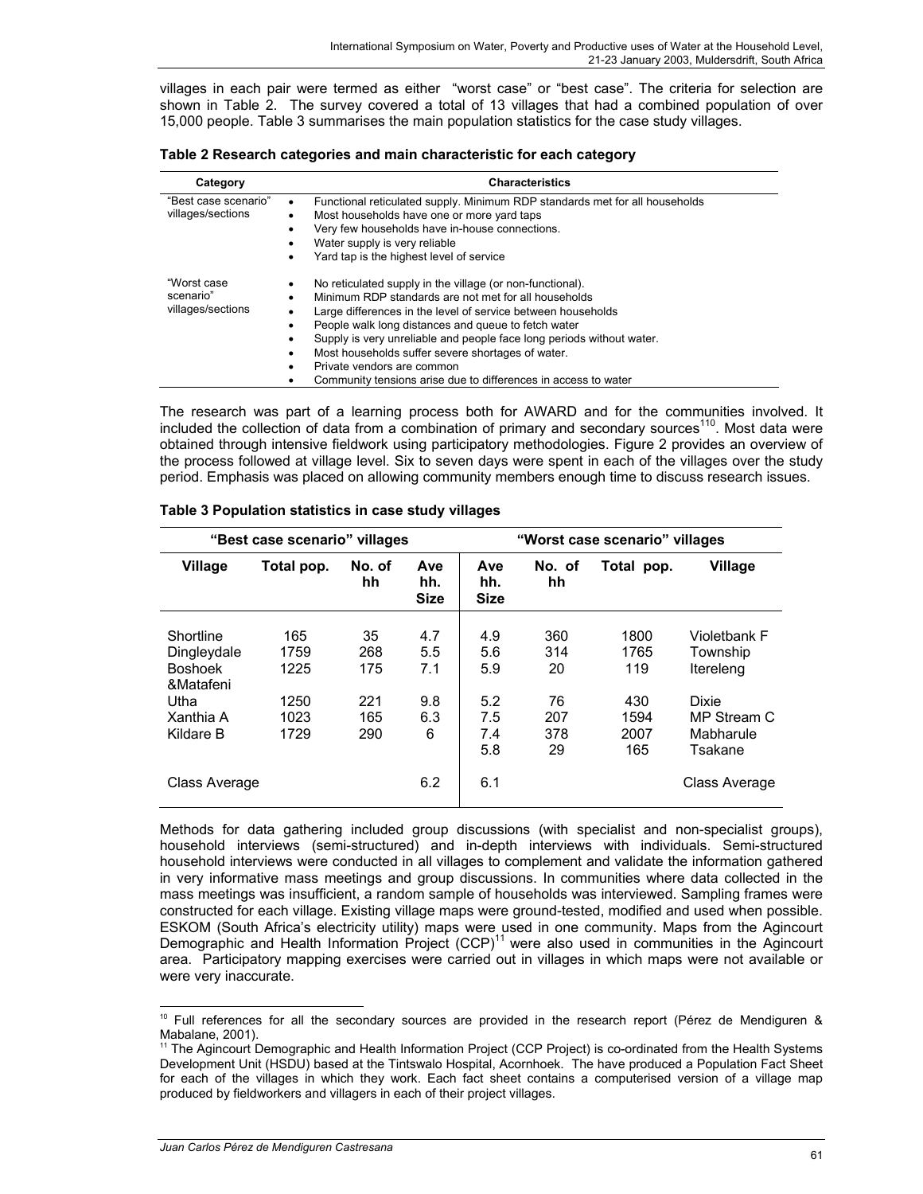villages in each pair were termed as either "worst case" or "best case". The criteria for selection are shown in Table 2. The survey covered a total of 13 villages that had a combined population of over 15,000 people. Table 3 summarises the main population statistics for the case study villages.

**Table 2 Research categories and main characteristic for each category**

| Category | Characteristics |
|---|---|
| "Best case scenario" villages/sections | • Functional reticulated supply. Minimum RDP standards met for all households<br>• Most households have one or more yard taps<br>• Very few households have in-house connections.<br>• Water supply is very reliable<br>• Yard tap is the highest level of service |
| "Worst case scenario" villages/sections | • No reticulated supply in the village (or non-functional).<br>• Minimum RDP standards are not met for all households<br>• Large differences in the level of service between households<br>• People walk long distances and queue to fetch water<br>• Supply is very unreliable and people face long periods without water.<br>• Most households suffer severe shortages of water.<br>• Private vendors are common<br>• Community tensions arise due to differences in access to water |

The research was part of a learning process both for AWARD and for the communities involved. It included the collection of data from a combination of primary and secondary sources[110]. Most data were obtained through intensive fieldwork using participatory methodologies. Figure 2 provides an overview of the process followed at village level. Six to seven days were spent in each of the villages over the study period. Emphasis was placed on allowing community members enough time to discuss research issues.

**Table 3 Population statistics in case study villages**

| "Best case scenario" villages | | | | "Worst case scenario" villages | | | |
|---|---|---|---|---|---|---|---|
| Village | Total pop. | No. of hh | Ave hh. Size | Ave hh. Size | No. of hh | Total pop. | Village |
| Shortline | 165 | 35 | 4.7 | 4.9 | 360 | 1800 | Violetbank F |
| Dingleydale | 1759 | 268 | 5.5 | 5.6 | 314 | 1765 | Township |
| Boshoek &Matafeni | 1225 | 175 | 7.1 | 5.9 | 20 | 119 | Itereleng |
| Utha | 1250 | 221 | 9.8 | 5.2 | 76 | 430 | Dixie |
| Xanthia A | 1023 | 165 | 6.3 | 7.5 | 207 | 1594 | MP Stream C |
| Kildare B | 1729 | 290 | 6 | 7.4 | 378 | 2007 | Mabharule |
| | | | | 5.8 | 29 | 165 | Tsakane |
| Class Average | | | 6.2 | 6.1 | | | Class Average |

Methods for data gathering included group discussions (with specialist and non-specialist groups), household interviews (semi-structured) and in-depth interviews with individuals. Semi-structured household interviews were conducted in all villages to complement and validate the information gathered in very informative mass meetings and group discussions. In communities where data collected in the mass meetings was insufficient, a random sample of households was interviewed. Sampling frames were constructed for each village. Existing village maps were ground-tested, modified and used when possible. ESKOM (South Africa's electricity utility) maps were used in one community. Maps from the Agincourt Demographic and Health Information Project (CCP)[11] were also used in communities in the Agincourt area. Participatory mapping exercises were carried out in villages in which maps were not available or were very inaccurate.

---

[10] Full references for all the secondary sources are provided in the research report (Pérez de Mendiguren & Mabalane, 2001).

[11] The Agincourt Demographic and Health Information Project (CCP Project) is co-ordinated from the Health Systems Development Unit (HSDU) based at the Tintswalo Hospital, Acornhoek. The have produced a Population Fact Sheet for each of the villages in which they work. Each fact sheet contains a computerised version of a village map produced by fieldworkers and villagers in each of their project villages.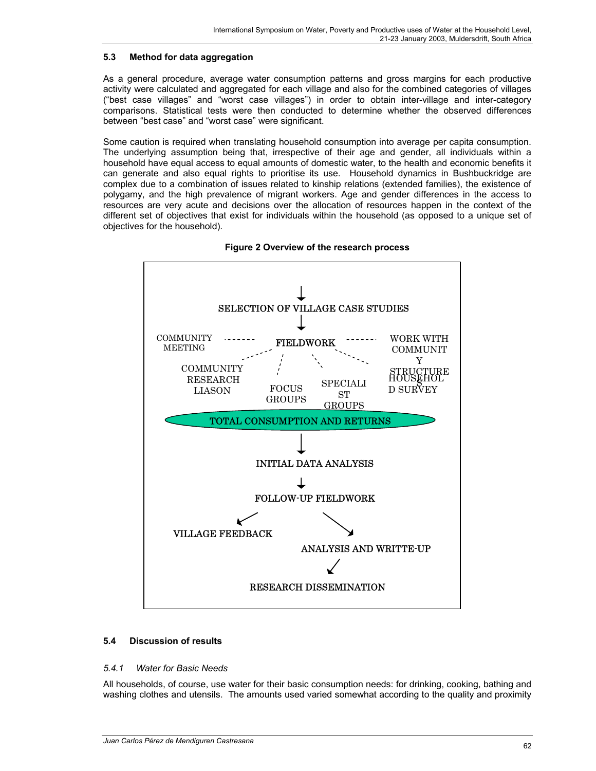### 5.3 Method for data aggregation

As a general procedure, average water consumption patterns and gross margins for each productive activity were calculated and aggregated for each village and also for the combined categories of villages ("best case villages" and "worst case villages") in order to obtain inter-village and inter-category comparisons. Statistical tests were then conducted to determine whether the observed differences between "best case" and "worst case" were significant.

Some caution is required when translating household consumption into average per capita consumption. The underlying assumption being that, irrespective of their age and gender, all individuals within a household have equal access to equal amounts of domestic water, to the health and economic benefits it can generate and also equal rights to prioritise its use. Household dynamics in Bushbuckridge are complex due to a combination of issues related to kinship relations (extended families), the existence of polygamy, and the high prevalence of migrant workers. Age and gender differences in the access to resources are very acute and decisions over the allocation of resources happen in the context of the different set of objectives that exist for individuals within the household (as opposed to a unique set of objectives for the household).

**Figure 2 Overview of the research process**

SELECTION OF VILLAGE CASE STUDIES

FIELDWORK

COMMUNITY MEETING

WORK WITH COMMUNITY STRUCTURES

COMMUNITY RESEARCH LIASON

FOCUS GROUPS

SPECIALIST GROUPS

HOUSEHOLD SURVEY

TOTAL CONSUMPTION AND RETURNS

INITIAL DATA ANALYSIS

FOLLOW-UP FIELDWORK

VILLAGE FEEDBACK

ANALYSIS AND WRITTE-UP

RESEARCH DISSEMINATION

### 5.4 Discussion of results

#### *5.4.1 Water for Basic Needs*

All households, of course, use water for their basic consumption needs: for drinking, cooking, bathing and washing clothes and utensils. The amounts used varied somewhat according to the quality and proximity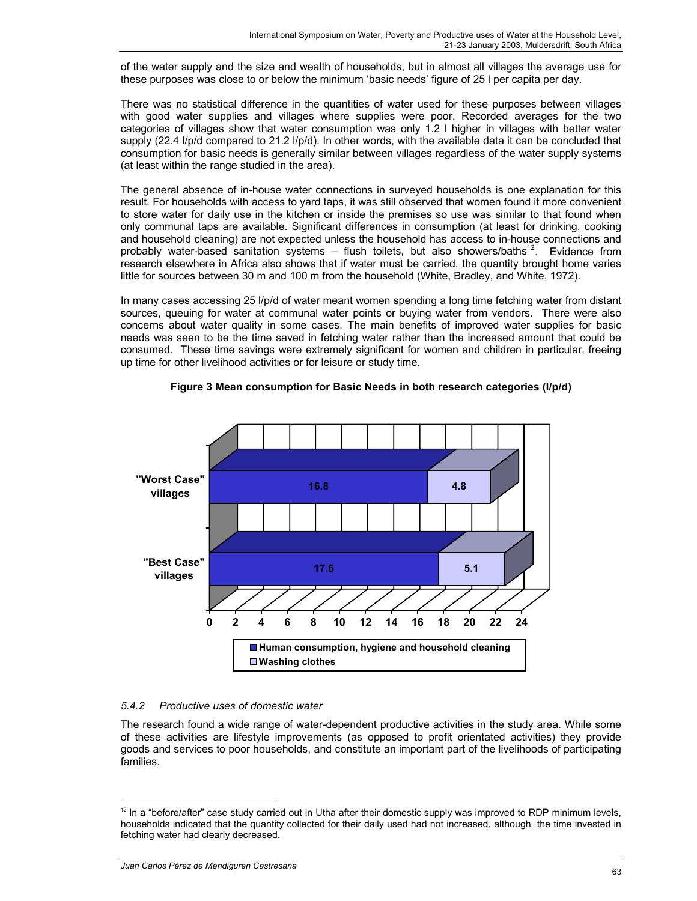of the water supply and the size and wealth of households, but in almost all villages the average use for these purposes was close to or below the minimum 'basic needs' figure of 25 l per capita per day.

There was no statistical difference in the quantities of water used for these purposes between villages with good water supplies and villages where supplies were poor. Recorded averages for the two categories of villages show that water consumption was only 1.2 l higher in villages with better water supply (22.4 l/p/d compared to 21.2 l/p/d). In other words, with the available data it can be concluded that consumption for basic needs is generally similar between villages regardless of the water supply systems (at least within the range studied in the area).

The general absence of in-house water connections in surveyed households is one explanation for this result. For households with access to yard taps, it was still observed that women found it more convenient to store water for daily use in the kitchen or inside the premises so use was similar to that found when only communal taps are available. Significant differences in consumption (at least for drinking, cooking and household cleaning) are not expected unless the household has access to in-house connections and probably water-based sanitation systems – flush toilets, but also showers/baths[12]. Evidence from research elsewhere in Africa also shows that if water must be carried, the quantity brought home varies little for sources between 30 m and 100 m from the household (White, Bradley, and White, 1972).

In many cases accessing 25 l/p/d of water meant women spending a long time fetching water from distant sources, queuing for water at communal water points or buying water from vendors. There were also concerns about water quality in some cases. The main benefits of improved water supplies for basic needs was seen to be the time saved in fetching water rather than the increased amount that could be consumed. These time savings were extremely significant for women and children in particular, freeing up time for other livelihood activities or for leisure or study time.

**Figure 3 Mean consumption for Basic Needs in both research categories (l/p/d)**

| | Human consumption, hygiene and household cleaning | Washing clothes |
|---|---|---|
| "Worst Case" villages | 16.8 | 4.8 |
| "Best Case" villages | 17.6 | 5.1 |

### *5.4.2 Productive uses of domestic water*

The research found a wide range of water-dependent productive activities in the study area. While some of these activities are lifestyle improvements (as opposed to profit orientated activities) they provide goods and services to poor households, and constitute an important part of the livelihoods of participating families.

---

[12] In a "before/after" case study carried out in Utha after their domestic supply was improved to RDP minimum levels, households indicated that the quantity collected for their daily used had not increased, although the time invested in fetching water had clearly decreased.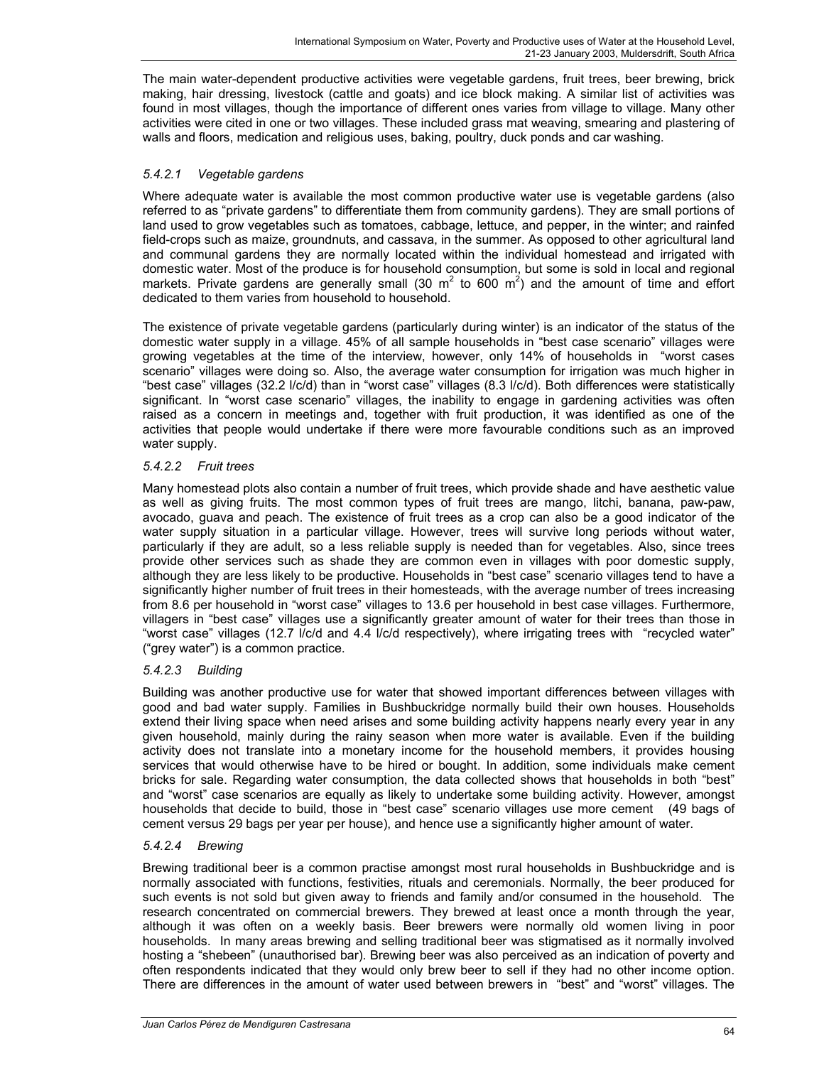The main water-dependent productive activities were vegetable gardens, fruit trees, beer brewing, brick making, hair dressing, livestock (cattle and goats) and ice block making. A similar list of activities was found in most villages, though the importance of different ones varies from village to village. Many other activities were cited in one or two villages. These included grass mat weaving, smearing and plastering of walls and floors, medication and religious uses, baking, poultry, duck ponds and car washing.

#### *5.4.2.1 Vegetable gardens*

Where adequate water is available the most common productive water use is vegetable gardens (also referred to as "private gardens" to differentiate them from community gardens). They are small portions of land used to grow vegetables such as tomatoes, cabbage, lettuce, and pepper, in the winter; and rainfed field-crops such as maize, groundnuts, and cassava, in the summer. As opposed to other agricultural land and communal gardens they are normally located within the individual homestead and irrigated with domestic water. Most of the produce is for household consumption, but some is sold in local and regional markets. Private gardens are generally small (30 $m^2$ to 600 $m^2$) and the amount of time and effort dedicated to them varies from household to household.

The existence of private vegetable gardens (particularly during winter) is an indicator of the status of the domestic water supply in a village. 45% of all sample households in "best case scenario" villages were growing vegetables at the time of the interview, however, only 14% of households in "worst cases scenario" villages were doing so. Also, the average water consumption for irrigation was much higher in "best case" villages (32.2 l/c/d) than in "worst case" villages (8.3 l/c/d). Both differences were statistically significant. In "worst case scenario" villages, the inability to engage in gardening activities was often raised as a concern in meetings and, together with fruit production, it was identified as one of the activities that people would undertake if there were more favourable conditions such as an improved water supply.

#### *5.4.2.2 Fruit trees*

Many homestead plots also contain a number of fruit trees, which provide shade and have aesthetic value as well as giving fruits. The most common types of fruit trees are mango, litchi, banana, paw-paw, avocado, guava and peach. The existence of fruit trees as a crop can also be a good indicator of the water supply situation in a particular village. However, trees will survive long periods without water, particularly if they are adult, so a less reliable supply is needed than for vegetables. Also, since trees provide other services such as shade they are common even in villages with poor domestic supply, although they are less likely to be productive. Households in "best case" scenario villages tend to have a significantly higher number of fruit trees in their homesteads, with the average number of trees increasing from 8.6 per household in "worst case" villages to 13.6 per household in best case villages. Furthermore, villagers in "best case" villages use a significantly greater amount of water for their trees than those in "worst case" villages (12.7 l/c/d and 4.4 l/c/d respectively), where irrigating trees with "recycled water" ("grey water") is a common practice.

#### *5.4.2.3 Building*

Building was another productive use for water that showed important differences between villages with good and bad water supply. Families in Bushbuckridge normally build their own houses. Households extend their living space when need arises and some building activity happens nearly every year in any given household, mainly during the rainy season when more water is available. Even if the building activity does not translate into a monetary income for the household members, it provides housing services that would otherwise have to be hired or bought. In addition, some individuals make cement bricks for sale. Regarding water consumption, the data collected shows that households in both "best" and "worst" case scenarios are equally as likely to undertake some building activity. However, amongst households that decide to build, those in "best case" scenario villages use more cement (49 bags of cement versus 29 bags per year per house), and hence use a significantly higher amount of water.

#### *5.4.2.4 Brewing*

Brewing traditional beer is a common practise amongst most rural households in Bushbuckridge and is normally associated with functions, festivities, rituals and ceremonials. Normally, the beer produced for such events is not sold but given away to friends and family and/or consumed in the household. The research concentrated on commercial brewers. They brewed at least once a month through the year, although it was often on a weekly basis. Beer brewers were normally old women living in poor households. In many areas brewing and selling traditional beer was stigmatised as it normally involved hosting a "shebeen" (unauthorised bar). Brewing beer was also perceived as an indication of poverty and often respondents indicated that they would only brew beer to sell if they had no other income option. There are differences in the amount of water used between brewers in "best" and "worst" villages. The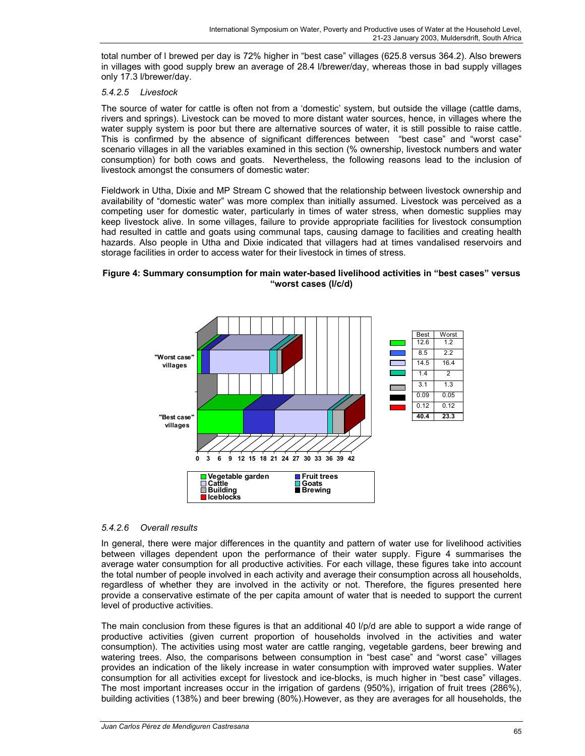total number of l brewed per day is 72% higher in "best case" villages (625.8 versus 364.2). Also brewers in villages with good supply brew an average of 28.4 l/brewer/day, whereas those in bad supply villages only 17.3 l/brewer/day.

#### *5.4.2.5 Livestock*

The source of water for cattle is often not from a 'domestic' system, but outside the village (cattle dams, rivers and springs). Livestock can be moved to more distant water sources, hence, in villages where the water supply system is poor but there are alternative sources of water, it is still possible to raise cattle. This is confirmed by the absence of significant differences between "best case" and "worst case" scenario villages in all the variables examined in this section (% ownership, livestock numbers and water consumption) for both cows and goats. Nevertheless, the following reasons lead to the inclusion of livestock amongst the consumers of domestic water:

Fieldwork in Utha, Dixie and MP Stream C showed that the relationship between livestock ownership and availability of "domestic water" was more complex than initially assumed. Livestock was perceived as a competing user for domestic water, particularly in times of water stress, when domestic supplies may keep livestock alive. In some villages, failure to provide appropriate facilities for livestock consumption had resulted in cattle and goats using communal taps, causing damage to facilities and creating health hazards. Also people in Utha and Dixie indicated that villagers had at times vandalised reservoirs and storage facilities in order to access water for their livestock in times of stress.

**Figure 4: Summary consumption for main water-based livelihood activities in "best cases" versus "worst cases (l/c/d)**

| | Best | Worst |
|---|---|---|
| Vegetable garden | 12.6 | 1.2 |
| Fruit trees | 8.5 | 2.2 |
| Cattle | 14.5 | 16.4 |
| Goats | 1.4 | 2 |
| Building | 3.1 | 1.3 |
| Brewing | 0.09 | 0.05 |
| Iceblocks | 0.12 | 0.12 |
| | **40.4** | **23.3** |

#### *5.4.2.6 Overall results*

In general, there were major differences in the quantity and pattern of water use for livelihood activities between villages dependent upon the performance of their water supply. Figure 4 summarises the average water consumption for all productive activities. For each village, these figures take into account the total number of people involved in each activity and average their consumption across all households, regardless of whether they are involved in the activity or not. Therefore, the figures presented here provide a conservative estimate of the per capita amount of water that is needed to support the current level of productive activities.

The main conclusion from these figures is that an additional 40 l/p/d are able to support a wide range of productive activities (given current proportion of households involved in the activities and water consumption). The activities using most water are cattle ranging, vegetable gardens, beer brewing and watering trees. Also, the comparisons between consumption in "best case" and "worst case" villages provides an indication of the likely increase in water consumption with improved water supplies. Water consumption for all activities except for livestock and ice-blocks, is much higher in "best case" villages. The most important increases occur in the irrigation of gardens (950%), irrigation of fruit trees (286%), building activities (138%) and beer brewing (80%).However, as they are averages for all households, the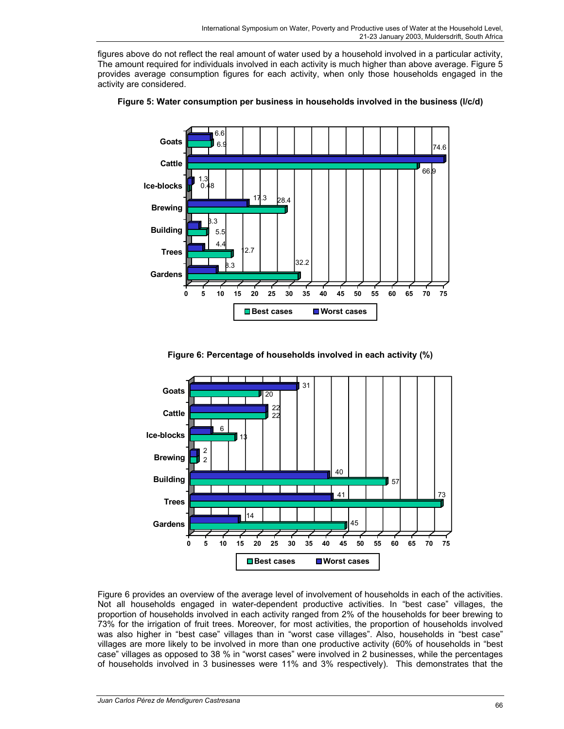figures above do not reflect the real amount of water used by a household involved in a particular activity, The amount required for individuals involved in each activity is much higher than above average. Figure 5 provides average consumption figures for each activity, when only those households engaged in the activity are considered.

**Figure 5: Water consumption per business in households involved in the business (l/c/d)**

| Activity | Best cases | Worst cases |
|---|---|---|
| Goats | 6.9 | 6.6 |
| Cattle | 66.9 | 74.6 |
| Ice-blocks | 0.48 | 1.3 |
| Brewing | 28.4 | 17.3 |
| Building | 5.5 | 3.3 |
| Trees | 12.7 | 4.4 |
| Gardens | 32.2 | 8.3 |

**Figure 6: Percentage of households involved in each activity (%)**

| Activity | Best cases | Worst cases |
|---|---|---|
| Goats | 20 | 31 |
| Cattle | 22 | 22 |
| Ice-blocks | 13 | 6 |
| Brewing | 2 | 2 |
| Building | 57 | 40 |
| Trees | 73 | 41 |
| Gardens | 45 | 14 |

Figure 6 provides an overview of the average level of involvement of households in each of the activities. Not all households engaged in water-dependent productive activities. In "best case" villages, the proportion of households involved in each activity ranged from 2% of the households for beer brewing to 73% for the irrigation of fruit trees. Moreover, for most activities, the proportion of households involved was also higher in "best case" villages than in "worst case villages". Also, households in "best case" villages are more likely to be involved in more than one productive activity (60% of households in "best case" villages as opposed to 38 % in "worst cases" were involved in 2 businesses, while the percentages of households involved in 3 businesses were 11% and 3% respectively). This demonstrates that the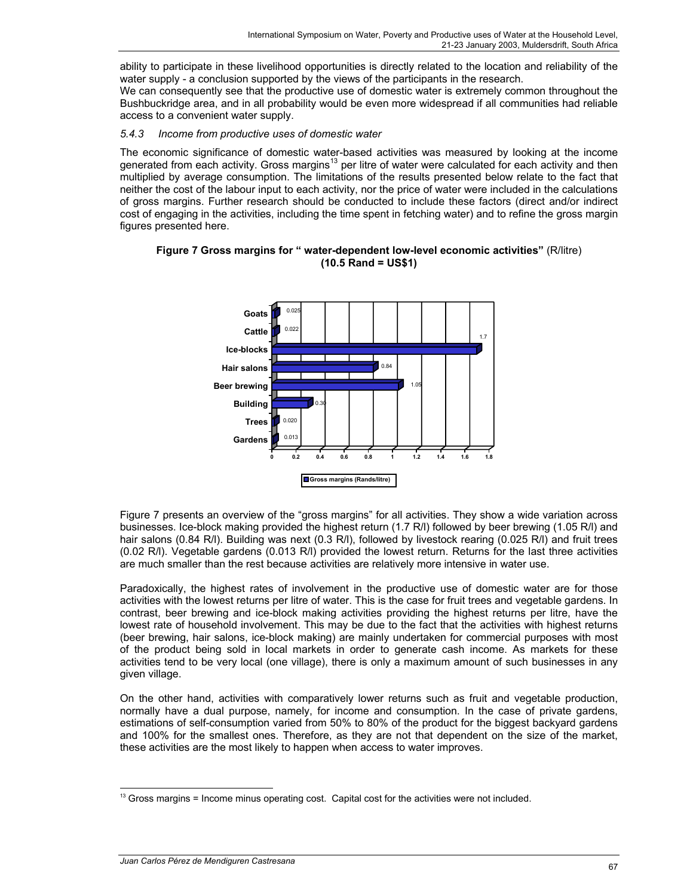ability to participate in these livelihood opportunities is directly related to the location and reliability of the water supply - a conclusion supported by the views of the participants in the research.

We can consequently see that the productive use of domestic water is extremely common throughout the Bushbuckridge area, and in all probability would be even more widespread if all communities had reliable access to a convenient water supply.

### *5.4.3 Income from productive uses of domestic water*

The economic significance of domestic water-based activities was measured by looking at the income generated from each activity. Gross margins[13] per litre of water were calculated for each activity and then multiplied by average consumption. The limitations of the results presented below relate to the fact that neither the cost of the labour input to each activity, nor the price of water were included in the calculations of gross margins. Further research should be conducted to include these factors (direct and/or indirect cost of engaging in the activities, including the time spent in fetching water) and to refine the gross margin figures presented here.

**Figure 7 Gross margins for " water-dependent low-level economic activities"** (R/litre) **(10.5 Rand = US$1)**

| Activity | Gross margins (Rands/litre) |
|---|---|
| Goats | 0.025 |
| Cattle | 0.022 |
| Ice-blocks | 1.7 |
| Hair salons | 0.84 |
| Beer brewing | 1.05 |
| Building | 0.30 |
| Trees | 0.020 |
| Gardens | 0.013 |

Figure 7 presents an overview of the "gross margins" for all activities. They show a wide variation across businesses. Ice-block making provided the highest return (1.7 R/l) followed by beer brewing (1.05 R/l) and hair salons (0.84 R/l). Building was next (0.3 R/l), followed by livestock rearing (0.025 R/l) and fruit trees (0.02 R/l). Vegetable gardens (0.013 R/l) provided the lowest return. Returns for the last three activities are much smaller than the rest because activities are relatively more intensive in water use.

Paradoxically, the highest rates of involvement in the productive use of domestic water are for those activities with the lowest returns per litre of water. This is the case for fruit trees and vegetable gardens. In contrast, beer brewing and ice-block making activities providing the highest returns per litre, have the lowest rate of household involvement. This may be due to the fact that the activities with highest returns (beer brewing, hair salons, ice-block making) are mainly undertaken for commercial purposes with most of the product being sold in local markets in order to generate cash income. As markets for these activities tend to be very local (one village), there is only a maximum amount of such businesses in any given village.

On the other hand, activities with comparatively lower returns such as fruit and vegetable production, normally have a dual purpose, namely, for income and consumption. In the case of private gardens, estimations of self-consumption varied from 50% to 80% of the product for the biggest backyard gardens and 100% for the smallest ones. Therefore, as they are not that dependent on the size of the market, these activities are the most likely to happen when access to water improves.

---

[13] Gross margins = Income minus operating cost. Capital cost for the activities were not included.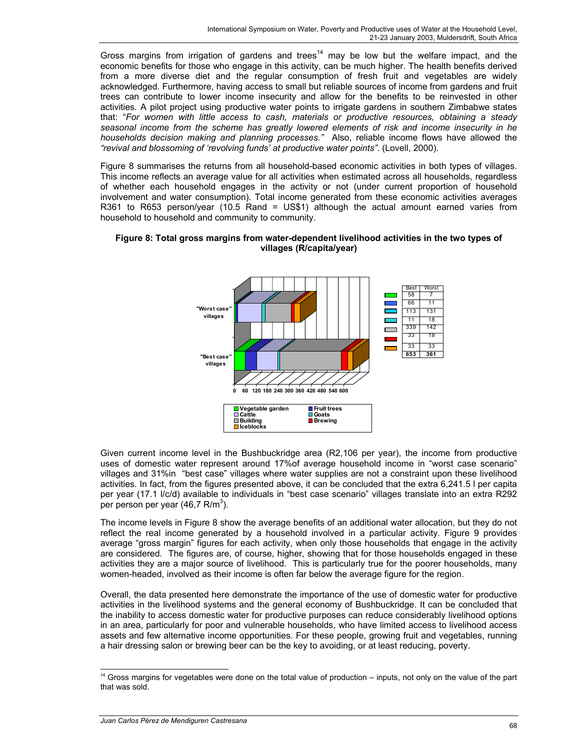Gross margins from irrigation of gardens and trees[14] may be low but the welfare impact, and the economic benefits for those who engage in this activity, can be much higher. The health benefits derived from a more diverse diet and the regular consumption of fresh fruit and vegetables are widely acknowledged. Furthermore, having access to small but reliable sources of income from gardens and fruit trees can contribute to lower income insecurity and allow for the benefits to be reinvested in other activities. A pilot project using productive water points to irrigate gardens in southern Zimbabwe states that: "*For women with little access to cash, materials or productive resources, obtaining a steady seasonal income from the scheme has greatly lowered elements of risk and income insecurity in he households decision making and planning processes."* Also, reliable income flows have allowed the *"revival and blossoming of 'revolving funds' at productive water points"*. (Lovell, 2000).

Figure 8 summarises the returns from all household-based economic activities in both types of villages. This income reflects an average value for all activities when estimated across all households, regardless of whether each household engages in the activity or not (under current proportion of household involvement and water consumption). Total income generated from these economic activities averages R361 to R653 person/year (10.5 Rand = US$1) although the actual amount earned varies from household to household and community to community.

**Figure 8: Total gross margins from water-dependent livelihood activities in the two types of villages (R/capita/year)**

| | Best | Worst |
|---|---|---|
| Vegetable garden | 58 | 7 |
| Fruit trees | 66 | 11 |
| Cattle | 113 | 131 |
| Goats | 11 | 18 |
| Building | 339 | 142 |
| Brewing | 33 | 18 |
| Iceblocks | 33 | 33 |
| | **653** | **361** |

Given current income level in the Bushbuckridge area (R2,106 per year), the income from productive uses of domestic water represent around 17%of average household income in "worst case scenario" villages and 31%in "best case" villages where water supplies are not a constraint upon these livelihood activities. In fact, from the figures presented above, it can be concluded that the extra 6,241.5 l per capita per year (17.1 l/c/d) available to individuals in "best case scenario" villages translate into an extra R292 per person per year (46,7 R/m$^3$).

The income levels in Figure 8 show the average benefits of an additional water allocation, but they do not reflect the real income generated by a household involved in a particular activity. Figure 9 provides average "gross margin" figures for each activity, when only those households that engage in the activity are considered. The figures are, of course, higher, showing that for those households engaged in these activities they are a major source of livelihood. This is particularly true for the poorer households, many women-headed, involved as their income is often far below the average figure for the region.

Overall, the data presented here demonstrate the importance of the use of domestic water for productive activities in the livelihood systems and the general economy of Bushbuckridge. It can be concluded that the inability to access domestic water for productive purposes can reduce considerably livelihood options in an area, particularly for poor and vulnerable households, who have limited access to livelihood access assets and few alternative income opportunities. For these people, growing fruit and vegetables, running a hair dressing salon or brewing beer can be the key to avoiding, or at least reducing, poverty.

[14] Gross margins for vegetables were done on the total value of production – inputs, not only on the value of the part that was sold.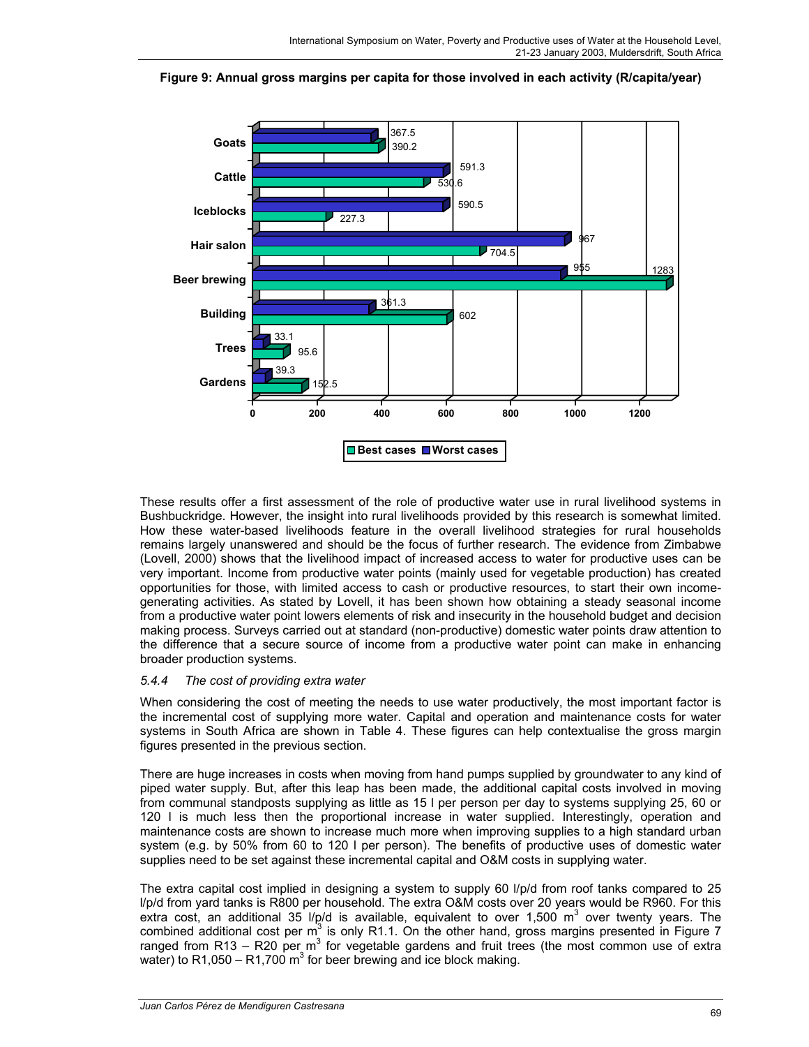**Figure 9: Annual gross margins per capita for those involved in each activity (R/capita/year)**

| Activity | Best cases | Worst cases |
|---|---|---|
| Goats | 390.2 | 367.5 |
| Cattle | 530.6 | 591.3 |
| Iceblocks | 227.3 | 590.5 |
| Hair salon | 704.5 | 967 |
| Beer brewing | 1283 | 955 |
| Building | 602 | 361.3 |
| Trees | 95.6 | 33.1 |
| Gardens | 152.5 | 39.3 |

These results offer a first assessment of the role of productive water use in rural livelihood systems in Bushbuckridge. However, the insight into rural livelihoods provided by this research is somewhat limited. How these water-based livelihoods feature in the overall livelihood strategies for rural households remains largely unanswered and should be the focus of further research. The evidence from Zimbabwe (Lovell, 2000) shows that the livelihood impact of increased access to water for productive uses can be very important. Income from productive water points (mainly used for vegetable production) has created opportunities for those, with limited access to cash or productive resources, to start their own income-generating activities. As stated by Lovell, it has been shown how obtaining a steady seasonal income from a productive water point lowers elements of risk and insecurity in the household budget and decision making process. Surveys carried out at standard (non-productive) domestic water points draw attention to the difference that a secure source of income from a productive water point can make in enhancing broader production systems.

*5.4.4 The cost of providing extra water*

When considering the cost of meeting the needs to use water productively, the most important factor is the incremental cost of supplying more water. Capital and operation and maintenance costs for water systems in South Africa are shown in Table 4. These figures can help contextualise the gross margin figures presented in the previous section.

There are huge increases in costs when moving from hand pumps supplied by groundwater to any kind of piped water supply. But, after this leap has been made, the additional capital costs involved in moving from communal standposts supplying as little as 15 l per person per day to systems supplying 25, 60 or 120 l is much less then the proportional increase in water supplied. Interestingly, operation and maintenance costs are shown to increase much more when improving supplies to a high standard urban system (e.g. by 50% from 60 to 120 l per person). The benefits of productive uses of domestic water supplies need to be set against these incremental capital and O&M costs in supplying water.

The extra capital cost implied in designing a system to supply 60 l/p/d from roof tanks compared to 25 l/p/d from yard tanks is R800 per household. The extra O&M costs over 20 years would be R960. For this extra cost, an additional 35 l/p/d is available, equivalent to over 1,500 $m^3$ over twenty years. The combined additional cost per $m^3$ is only R1.1. On the other hand, gross margins presented in Figure 7 ranged from R13 – R20 per $m^3$ for vegetable gardens and fruit trees (the most common use of extra water) to R1,050 – R1,700 $m^3$ for beer brewing and ice block making.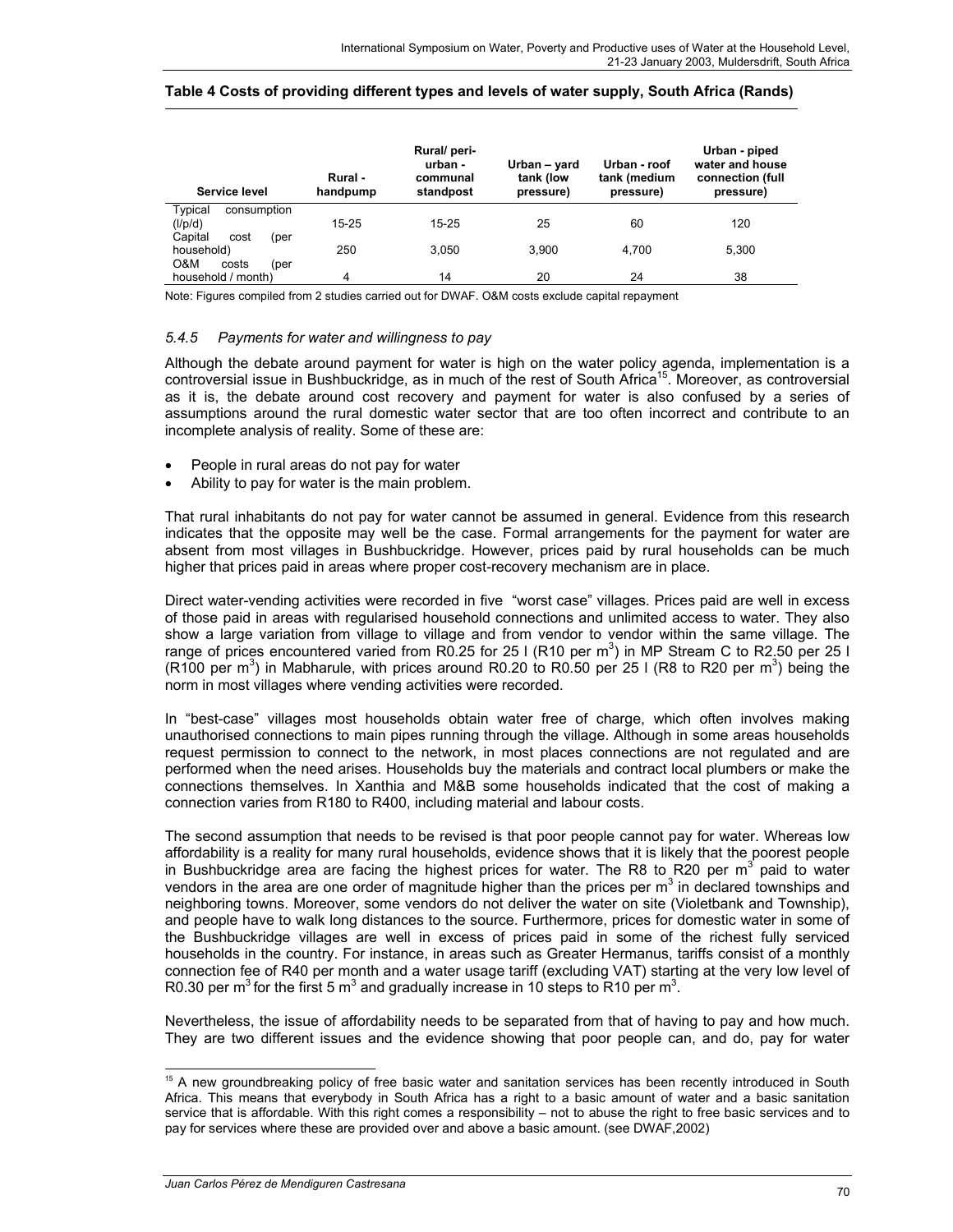**Table 4 Costs of providing different types and levels of water supply, South Africa (Rands)**

| Service level | Rural - handpump | Rural/ peri-urban - communal standpost | Urban – yard tank (low pressure) | Urban - roof tank (medium pressure) | Urban - piped water and house connection (full pressure) |
|---|---|---|---|---|---|
| Typical consumption (l/p/d) | 15-25 | 15-25 | 25 | 60 | 120 |
| Capital cost (per household) | 250 | 3,050 | 3,900 | 4,700 | 5,300 |
| O&M costs (per household / month) | 4 | 14 | 20 | 24 | 38 |

Note: Figures compiled from 2 studies carried out for DWAF. O&M costs exclude capital repayment

### *5.4.5 Payments for water and willingness to pay*

Although the debate around payment for water is high on the water policy agenda, implementation is a controversial issue in Bushbuckridge, as in much of the rest of South Africa[15]. Moreover, as controversial as it is, the debate around cost recovery and payment for water is also confused by a series of assumptions around the rural domestic water sector that are too often incorrect and contribute to an incomplete analysis of reality. Some of these are:

- People in rural areas do not pay for water
- Ability to pay for water is the main problem.

That rural inhabitants do not pay for water cannot be assumed in general. Evidence from this research indicates that the opposite may well be the case. Formal arrangements for the payment for water are absent from most villages in Bushbuckridge. However, prices paid by rural households can be much higher that prices paid in areas where proper cost-recovery mechanism are in place.

Direct water-vending activities were recorded in five "worst case" villages. Prices paid are well in excess of those paid in areas with regularised household connections and unlimited access to water. They also show a large variation from village to village and from vendor to vendor within the same village. The range of prices encountered varied from R0.25 for 25 l (R10 per m$^3$) in MP Stream C to R2.50 per 25 l (R100 per m$^3$) in Mabharule, with prices around R0.20 to R0.50 per 25 l (R8 to R20 per m$^3$) being the norm in most villages where vending activities were recorded.

In "best-case" villages most households obtain water free of charge, which often involves making unauthorised connections to main pipes running through the village. Although in some areas households request permission to connect to the network, in most places connections are not regulated and are performed when the need arises. Households buy the materials and contract local plumbers or make the connections themselves. In Xanthia and M&B some households indicated that the cost of making a connection varies from R180 to R400, including material and labour costs.

The second assumption that needs to be revised is that poor people cannot pay for water. Whereas low affordability is a reality for many rural households, evidence shows that it is likely that the poorest people in Bushbuckridge area are facing the highest prices for water. The R8 to R20 per m$^3$ paid to water vendors in the area are one order of magnitude higher than the prices per m$^3$ in declared townships and neighboring towns. Moreover, some vendors do not deliver the water on site (Violetbank and Township), and people have to walk long distances to the source. Furthermore, prices for domestic water in some of the Bushbuckridge villages are well in excess of prices paid in some of the richest fully serviced households in the country. For instance, in areas such as Greater Hermanus, tariffs consist of a monthly connection fee of R40 per month and a water usage tariff (excluding VAT) starting at the very low level of R0.30 per m$^3$ for the first 5 m$^3$ and gradually increase in 10 steps to R10 per m$^3$.

Nevertheless, the issue of affordability needs to be separated from that of having to pay and how much. They are two different issues and the evidence showing that poor people can, and do, pay for water

[15] A new groundbreaking policy of free basic water and sanitation services has been recently introduced in South Africa. This means that everybody in South Africa has a right to a basic amount of water and a basic sanitation service that is affordable. With this right comes a responsibility – not to abuse the right to free basic services and to pay for services where these are provided over and above a basic amount. (see DWAF,2002)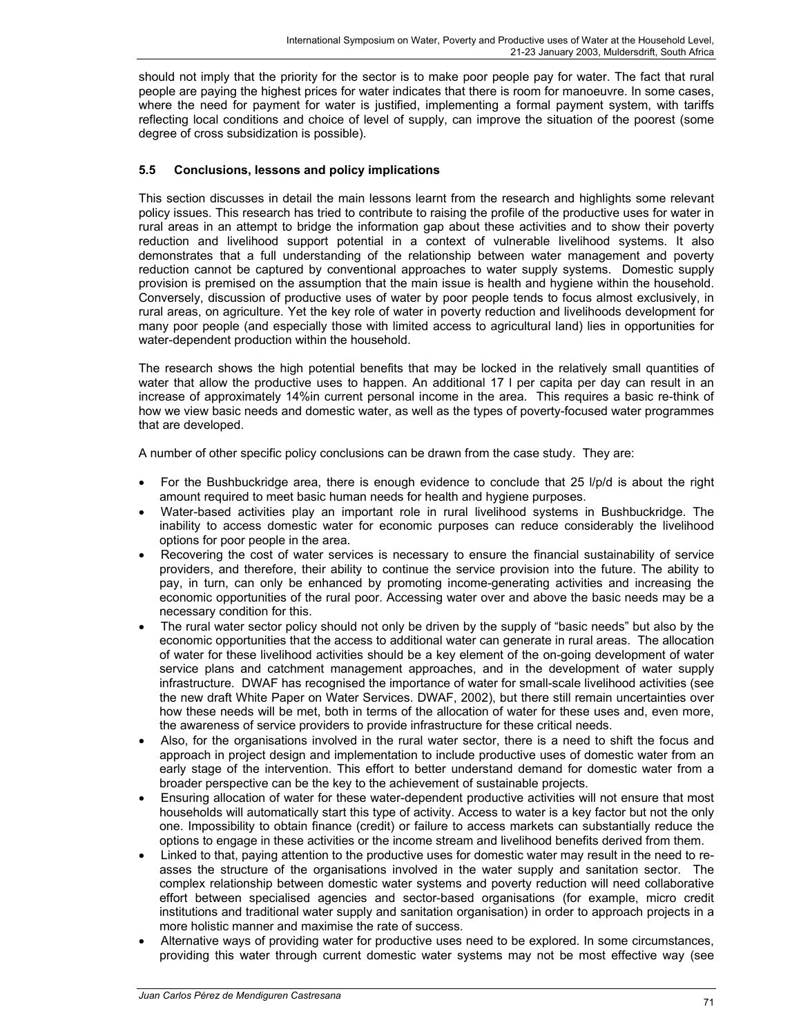should not imply that the priority for the sector is to make poor people pay for water. The fact that rural people are paying the highest prices for water indicates that there is room for manoeuvre. In some cases, where the need for payment for water is justified, implementing a formal payment system, with tariffs reflecting local conditions and choice of level of supply, can improve the situation of the poorest (some degree of cross subsidization is possible).

### 5.5 Conclusions, lessons and policy implications

This section discusses in detail the main lessons learnt from the research and highlights some relevant policy issues. This research has tried to contribute to raising the profile of the productive uses for water in rural areas in an attempt to bridge the information gap about these activities and to show their poverty reduction and livelihood support potential in a context of vulnerable livelihood systems. It also demonstrates that a full understanding of the relationship between water management and poverty reduction cannot be captured by conventional approaches to water supply systems. Domestic supply provision is premised on the assumption that the main issue is health and hygiene within the household. Conversely, discussion of productive uses of water by poor people tends to focus almost exclusively, in rural areas, on agriculture. Yet the key role of water in poverty reduction and livelihoods development for many poor people (and especially those with limited access to agricultural land) lies in opportunities for water-dependent production within the household.

The research shows the high potential benefits that may be locked in the relatively small quantities of water that allow the productive uses to happen. An additional 17 l per capita per day can result in an increase of approximately 14%in current personal income in the area. This requires a basic re-think of how we view basic needs and domestic water, as well as the types of poverty-focused water programmes that are developed.

A number of other specific policy conclusions can be drawn from the case study. They are:

- For the Bushbuckridge area, there is enough evidence to conclude that 25 l/p/d is about the right amount required to meet basic human needs for health and hygiene purposes.
- Water-based activities play an important role in rural livelihood systems in Bushbuckridge. The inability to access domestic water for economic purposes can reduce considerably the livelihood options for poor people in the area.
- Recovering the cost of water services is necessary to ensure the financial sustainability of service providers, and therefore, their ability to continue the service provision into the future. The ability to pay, in turn, can only be enhanced by promoting income-generating activities and increasing the economic opportunities of the rural poor. Accessing water over and above the basic needs may be a necessary condition for this.
- The rural water sector policy should not only be driven by the supply of "basic needs" but also by the economic opportunities that the access to additional water can generate in rural areas. The allocation of water for these livelihood activities should be a key element of the on-going development of water service plans and catchment management approaches, and in the development of water supply infrastructure. DWAF has recognised the importance of water for small-scale livelihood activities (see the new draft White Paper on Water Services. DWAF, 2002), but there still remain uncertainties over how these needs will be met, both in terms of the allocation of water for these uses and, even more, the awareness of service providers to provide infrastructure for these critical needs.
- Also, for the organisations involved in the rural water sector, there is a need to shift the focus and approach in project design and implementation to include productive uses of domestic water from an early stage of the intervention. This effort to better understand demand for domestic water from a broader perspective can be the key to the achievement of sustainable projects.
- Ensuring allocation of water for these water-dependent productive activities will not ensure that most households will automatically start this type of activity. Access to water is a key factor but not the only one. Impossibility to obtain finance (credit) or failure to access markets can substantially reduce the options to engage in these activities or the income stream and livelihood benefits derived from them.
- Linked to that, paying attention to the productive uses for domestic water may result in the need to re-asses the structure of the organisations involved in the water supply and sanitation sector. The complex relationship between domestic water systems and poverty reduction will need collaborative effort between specialised agencies and sector-based organisations (for example, micro credit institutions and traditional water supply and sanitation organisation) in order to approach projects in a more holistic manner and maximise the rate of success.
- Alternative ways of providing water for productive uses need to be explored. In some circumstances, providing this water through current domestic water systems may not be most effective way (see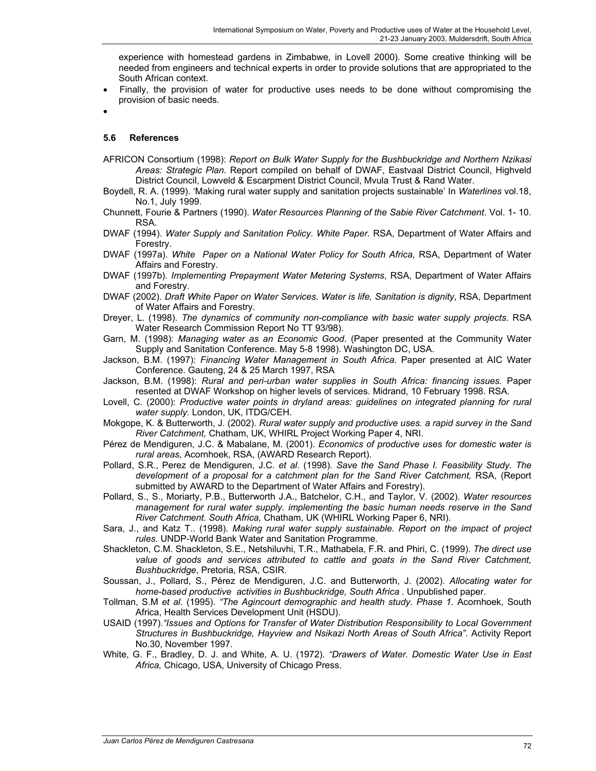experience with homestead gardens in Zimbabwe, in Lovell 2000). Some creative thinking will be needed from engineers and technical experts in order to provide solutions that are appropriated to the South African context.

- Finally, the provision of water for productive uses needs to be done without compromising the provision of basic needs.
-

### 5.6 References

AFRICON Consortium (1998): *Report on Bulk Water Supply for the Bushbuckridge and Northern Nzikasi Areas: Strategic Plan*. Report compiled on behalf of DWAF, Eastvaal District Council, Highveld District Council, Lowveld & Escarpment District Council, Mvula Trust & Rand Water.

Boydell, R. A. (1999). 'Making rural water supply and sanitation projects sustainable' In *Waterlines* vol.18, No.1, July 1999.

Chunnett, Fourie & Partners (1990). *Water Resources Planning of the Sabie River Catchment*. Vol. 1- 10. RSA.

DWAF (1994). *Water Supply and Sanitation Policy. White Paper.* RSA, Department of Water Affairs and Forestry.

DWAF (1997a). *White Paper on a National Water Policy for South Africa,* RSA, Department of Water Affairs and Forestry.

DWAF (1997b). *Implementing Prepayment Water Metering Systems*, RSA, Department of Water Affairs and Forestry.

DWAF (2002). *Draft White Paper on Water Services. Water is life, Sanitation is dignity*, RSA, Department of Water Affairs and Forestry.

Dreyer, L. (1998). *The dynamics of community non-compliance with basic water supply projects.* RSA Water Research Commission Report No TT 93/98).

Garn, M. (1998): *Managing water as an Economic Good*. (Paper presented at the Community Water Supply and Sanitation Conference. May 5-8 1998). Washington DC, USA.

Jackson, B.M. (1997): *Financing Water Management in South Africa*. Paper presented at AIC Water Conference. Gauteng, 24 & 25 March 1997, RSA

Jackson, B.M. (1998): *Rural and peri-urban water supplies in South Africa: financing issues.* Paper resented at DWAF Workshop on higher levels of services. Midrand, 10 February 1998. RSA.

Lovell, C. (2000): *Productive water points in dryland areas: guidelines on integrated planning for rural water supply.* London, UK, ITDG/CEH.

Mokgope, K. & Butterworth, J. (2002). *Rural water supply and productive uses. a rapid survey in the Sand River Catchment,* Chatham, UK, WHIRL Project Working Paper 4, NRI.

Pérez de Mendiguren, J.C. & Mabalane, M. (2001). *Economics of productive uses for domestic water is rural areas,* Acornhoek, RSA, (AWARD Research Report).

Pollard, S.R., Perez de Mendiguren, J.C. *et al*. (1998). *Save the Sand Phase I. Feasibility Study. The development of a proposal for a catchment plan for the Sand River Catchment,* RSA, (Report submitted by AWARD to the Department of Water Affairs and Forestry).

Pollard, S., S., Moriarty, P.B., Butterworth J.A., Batchelor, C.H., and Taylor, V. (2002). *Water resources management for rural water supply. implementing the basic human needs reserve in the Sand River Catchment. South Africa,* Chatham, UK (WHIRL Working Paper 6, NRI).

Sara, J., and Katz T.. (1998). *Making rural water supply sustainable. Report on the impact of project rules.* UNDP-World Bank Water and Sanitation Programme.

Shackleton, C.M. Shackleton, S.E., Netshiluvhi, T.R., Mathabela, F.R. and Phiri, C. (1999). *The direct use value of goods and services attributed to cattle and goats in the Sand River Catchment, Bushbuckridge*, Pretoria, RSA, CSIR.

Soussan, J., Pollard, S., Pérez de Mendiguren, J.C. and Butterworth, J. (2002). *Allocating water for home-based productive activities in Bushbuckridge, South Africa* . Unpublished paper.

Tollman, S.M *et al*. (1995). *"The Agincourt demographic and health study. Phase 1.* Acornhoek, South Africa, Health Services Development Unit (HSDU).

USAID (1997).*"Issues and Options for Transfer of Water Distribution Responsibility to Local Government Structures in Bushbuckridge, Hayview and Nsikazi North Areas of South Africa"*. Activity Report No.30, November 1997.

White, G. F., Bradley, D. J. and White, A. U. (1972). *"Drawers of Water. Domestic Water Use in East Africa,* Chicago, USA, University of Chicago Press.